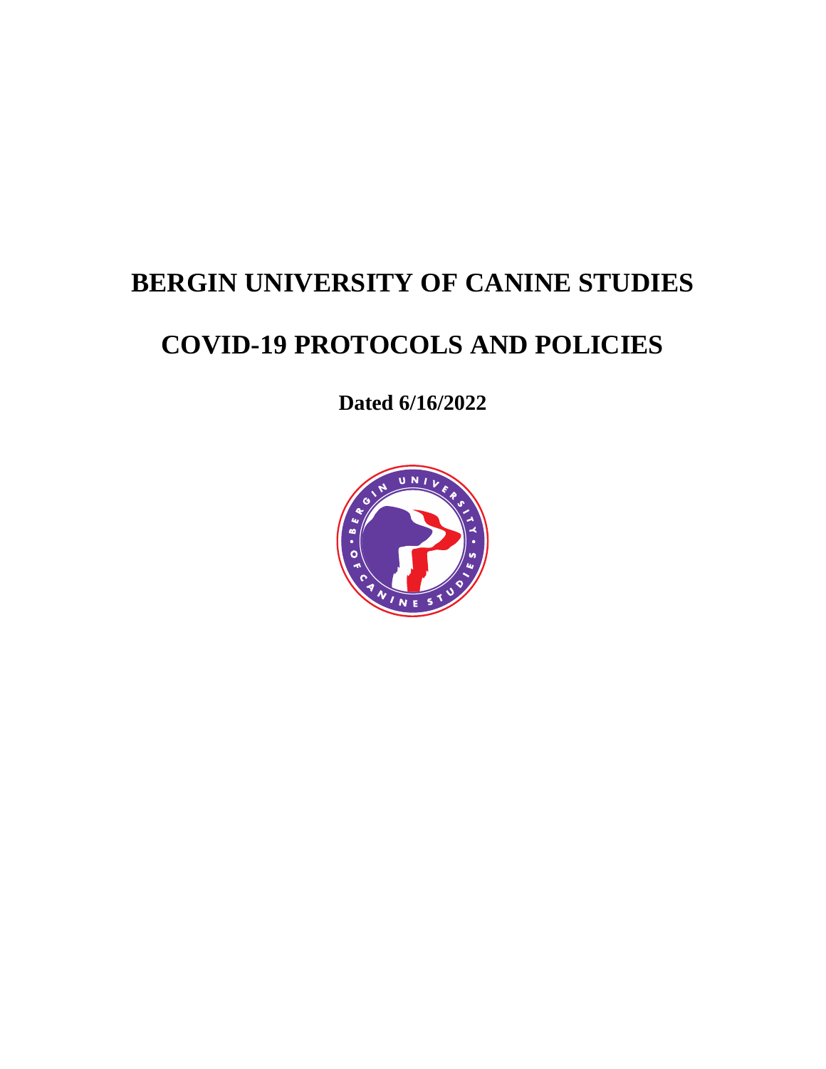# BERGIN UNIVERSITY OF CANINE STUDIES

# COVID-19 PROTOCOLS AND POLICIES

**Dated 6/16/2022**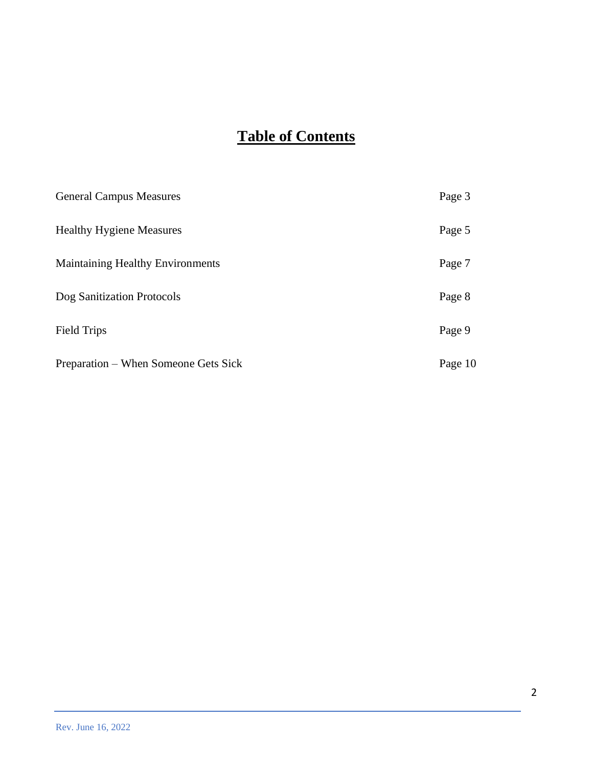# **Table of Contents**

| | |
|---|---|
| General Campus Measures | Page 3 |
| Healthy Hygiene Measures | Page 5 |
| Maintaining Healthy Environments | Page 7 |
| Dog Sanitization Protocols | Page 8 |
| Field Trips | Page 9 |
| Preparation – When Someone Gets Sick | Page 10 |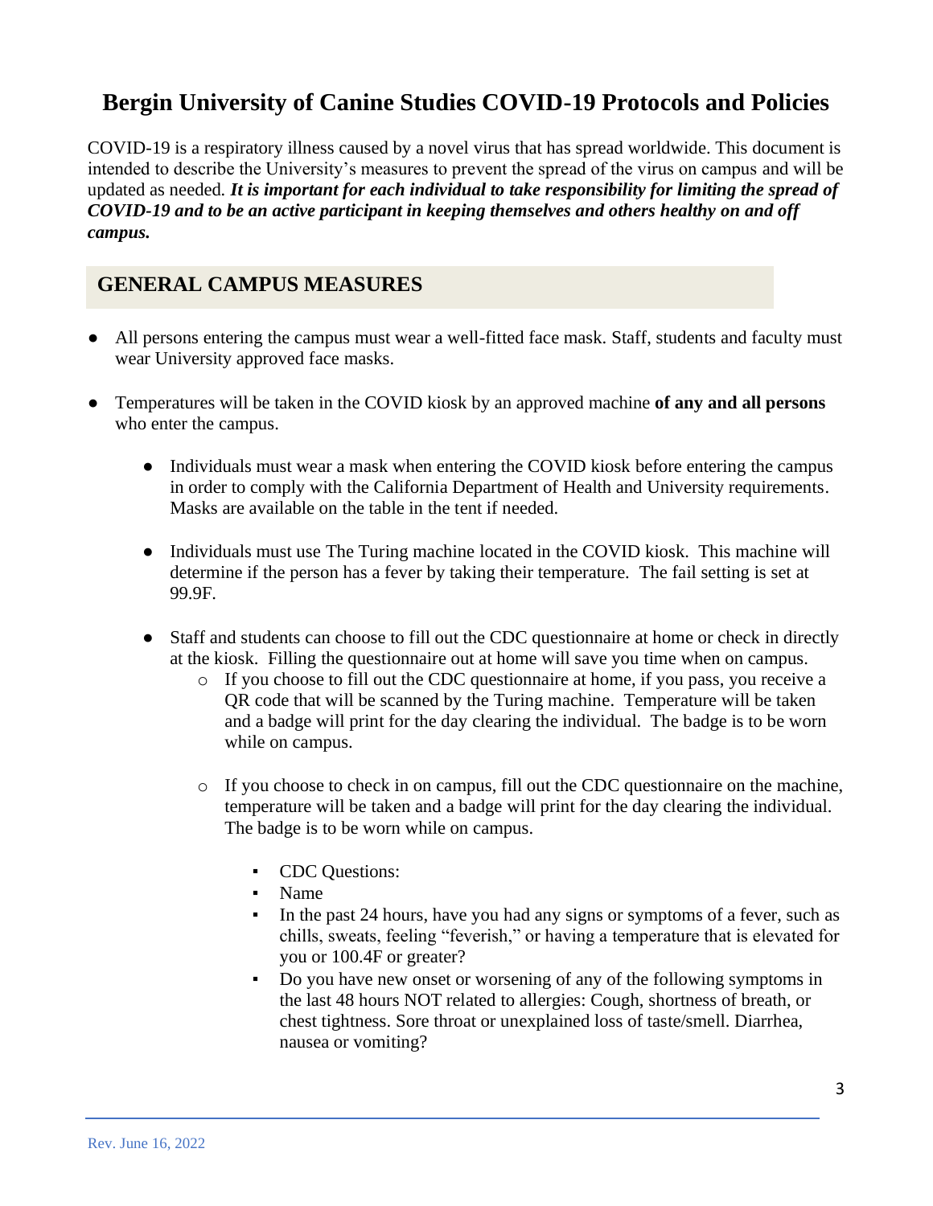# Bergin University of Canine Studies COVID-19 Protocols and Policies

COVID-19 is a respiratory illness caused by a novel virus that has spread worldwide. This document is intended to describe the University's measures to prevent the spread of the virus on campus and will be updated as needed. ***It is important for each individual to take responsibility for limiting the spread of COVID-19 and to be an active participant in keeping themselves and others healthy on and off campus.***

## GENERAL CAMPUS MEASURES

- All persons entering the campus must wear a well-fitted face mask. Staff, students and faculty must wear University approved face masks.
- Temperatures will be taken in the COVID kiosk by an approved machine **of any and all persons** who enter the campus.
    - Individuals must wear a mask when entering the COVID kiosk before entering the campus in order to comply with the California Department of Health and University requirements. Masks are available on the table in the tent if needed.
    - Individuals must use The Turing machine located in the COVID kiosk. This machine will determine if the person has a fever by taking their temperature. The fail setting is set at 99.9F.
    - Staff and students can choose to fill out the CDC questionnaire at home or check in directly at the kiosk. Filling the questionnaire out at home will save you time when on campus.
        - If you choose to fill out the CDC questionnaire at home, if you pass, you receive a QR code that will be scanned by the Turing machine. Temperature will be taken and a badge will print for the day clearing the individual. The badge is to be worn while on campus.
        - If you choose to check in on campus, fill out the CDC questionnaire on the machine, temperature will be taken and a badge will print for the day clearing the individual. The badge is to be worn while on campus.
            - CDC Questions:
            - Name
            - In the past 24 hours, have you had any signs or symptoms of a fever, such as chills, sweats, feeling "feverish," or having a temperature that is elevated for you or 100.4F or greater?
            - Do you have new onset or worsening of any of the following symptoms in the last 48 hours NOT related to allergies: Cough, shortness of breath, or chest tightness. Sore throat or unexplained loss of taste/smell. Diarrhea, nausea or vomiting?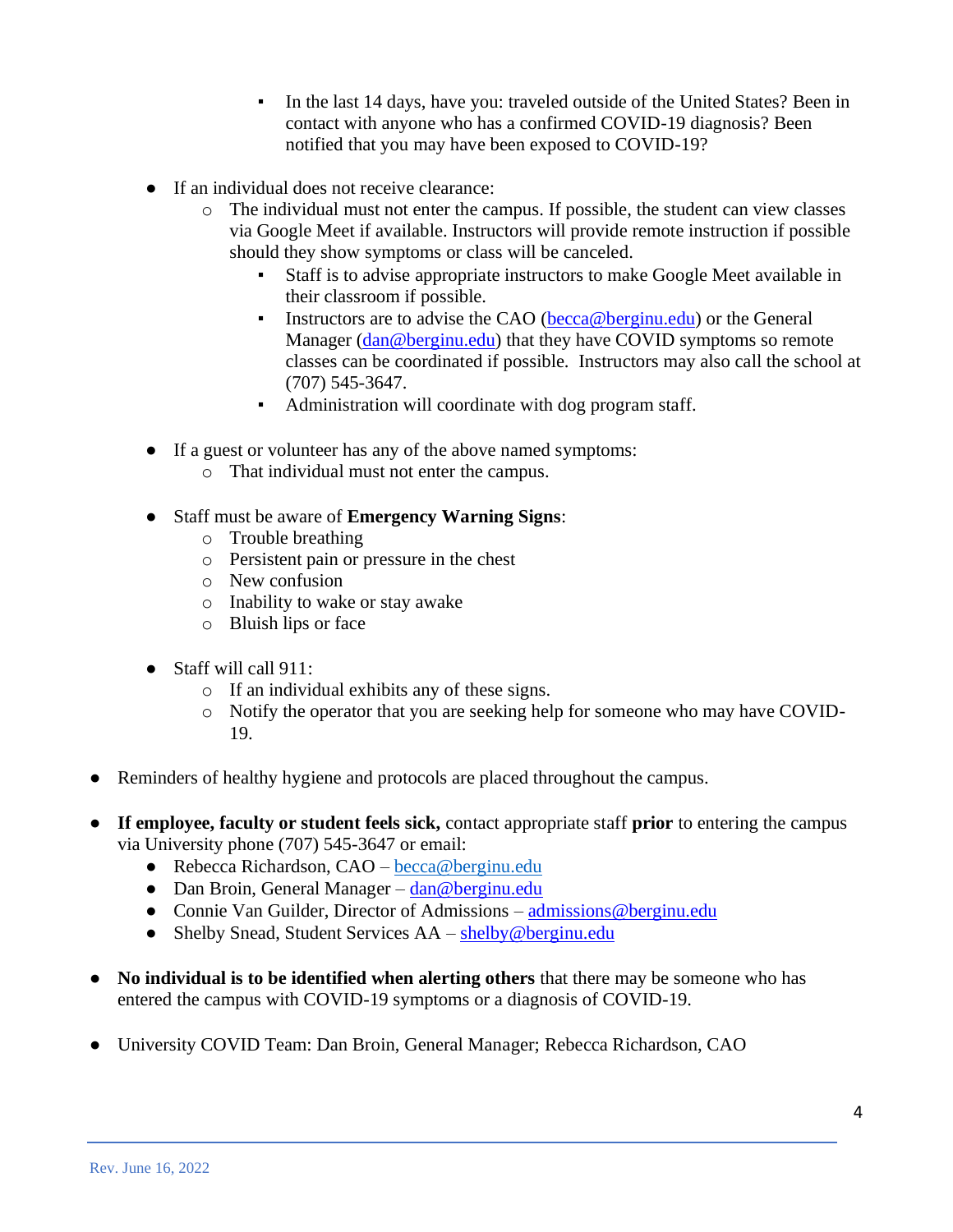- In the last 14 days, have you: traveled outside of the United States? Been in contact with anyone who has a confirmed COVID-19 diagnosis? Been notified that you may have been exposed to COVID-19?

    - If an individual does not receive clearance:
        - The individual must not enter the campus. If possible, the student can view classes via Google Meet if available. Instructors will provide remote instruction if possible should they show symptoms or class will be canceled.
            - Staff is to advise appropriate instructors to make Google Meet available in their classroom if possible.
            - Instructors are to advise the CAO (becca@berginu.edu) or the General Manager (dan@berginu.edu) that they have COVID symptoms so remote classes can be coordinated if possible. Instructors may also call the school at (707) 545-3647.
            - Administration will coordinate with dog program staff.

    - If a guest or volunteer has any of the above named symptoms:
        - That individual must not enter the campus.

    - Staff must be aware of **Emergency Warning Signs**:
        - Trouble breathing
        - Persistent pain or pressure in the chest
        - New confusion
        - Inability to wake or stay awake
        - Bluish lips or face

    - Staff will call 911:
        - If an individual exhibits any of these signs.
        - Notify the operator that you are seeking help for someone who may have COVID-19.

- Reminders of healthy hygiene and protocols are placed throughout the campus.

- **If employee, faculty or student feels sick,** contact appropriate staff **prior** to entering the campus via University phone (707) 545-3647 or email:
    - Rebecca Richardson, CAO – becca@berginu.edu
    - Dan Broin, General Manager – dan@berginu.edu
    - Connie Van Guilder, Director of Admissions – admissions@berginu.edu
    - Shelby Snead, Student Services AA – shelby@berginu.edu

- **No individual is to be identified when alerting others** that there may be someone who has entered the campus with COVID-19 symptoms or a diagnosis of COVID-19.

- University COVID Team: Dan Broin, General Manager; Rebecca Richardson, CAO

Rev. June 16, 2022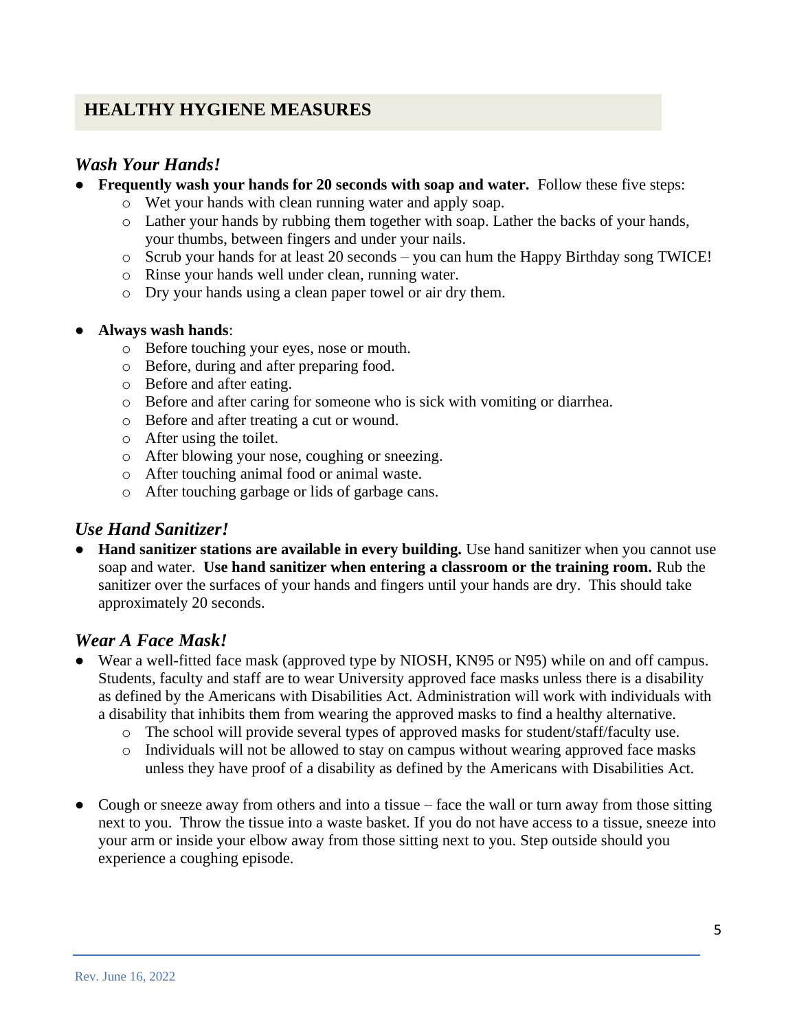## HEALTHY HYGIENE MEASURES

### *Wash Your Hands!*

- **Frequently wash your hands for 20 seconds with soap and water.** Follow these five steps:
  - Wet your hands with clean running water and apply soap.
  - Lather your hands by rubbing them together with soap. Lather the backs of your hands, your thumbs, between fingers and under your nails.
  - Scrub your hands for at least 20 seconds – you can hum the Happy Birthday song TWICE!
  - Rinse your hands well under clean, running water.
  - Dry your hands using a clean paper towel or air dry them.

- **Always wash hands**:
  - Before touching your eyes, nose or mouth.
  - Before, during and after preparing food.
  - Before and after eating.
  - Before and after caring for someone who is sick with vomiting or diarrhea.
  - Before and after treating a cut or wound.
  - After using the toilet.
  - After blowing your nose, coughing or sneezing.
  - After touching animal food or animal waste.
  - After touching garbage or lids of garbage cans.

### *Use Hand Sanitizer!*

- **Hand sanitizer stations are available in every building.** Use hand sanitizer when you cannot use soap and water. **Use hand sanitizer when entering a classroom or the training room.** Rub the sanitizer over the surfaces of your hands and fingers until your hands are dry. This should take approximately 20 seconds.

### *Wear A Face Mask!*

- Wear a well-fitted face mask (approved type by NIOSH, KN95 or N95) while on and off campus. Students, faculty and staff are to wear University approved face masks unless there is a disability as defined by the Americans with Disabilities Act. Administration will work with individuals with a disability that inhibits them from wearing the approved masks to find a healthy alternative.
  - The school will provide several types of approved masks for student/staff/faculty use.
  - Individuals will not be allowed to stay on campus without wearing approved face masks unless they have proof of a disability as defined by the Americans with Disabilities Act.

- Cough or sneeze away from others and into a tissue – face the wall or turn away from those sitting next to you. Throw the tissue into a waste basket. If you do not have access to a tissue, sneeze into your arm or inside your elbow away from those sitting next to you. Step outside should you experience a coughing episode.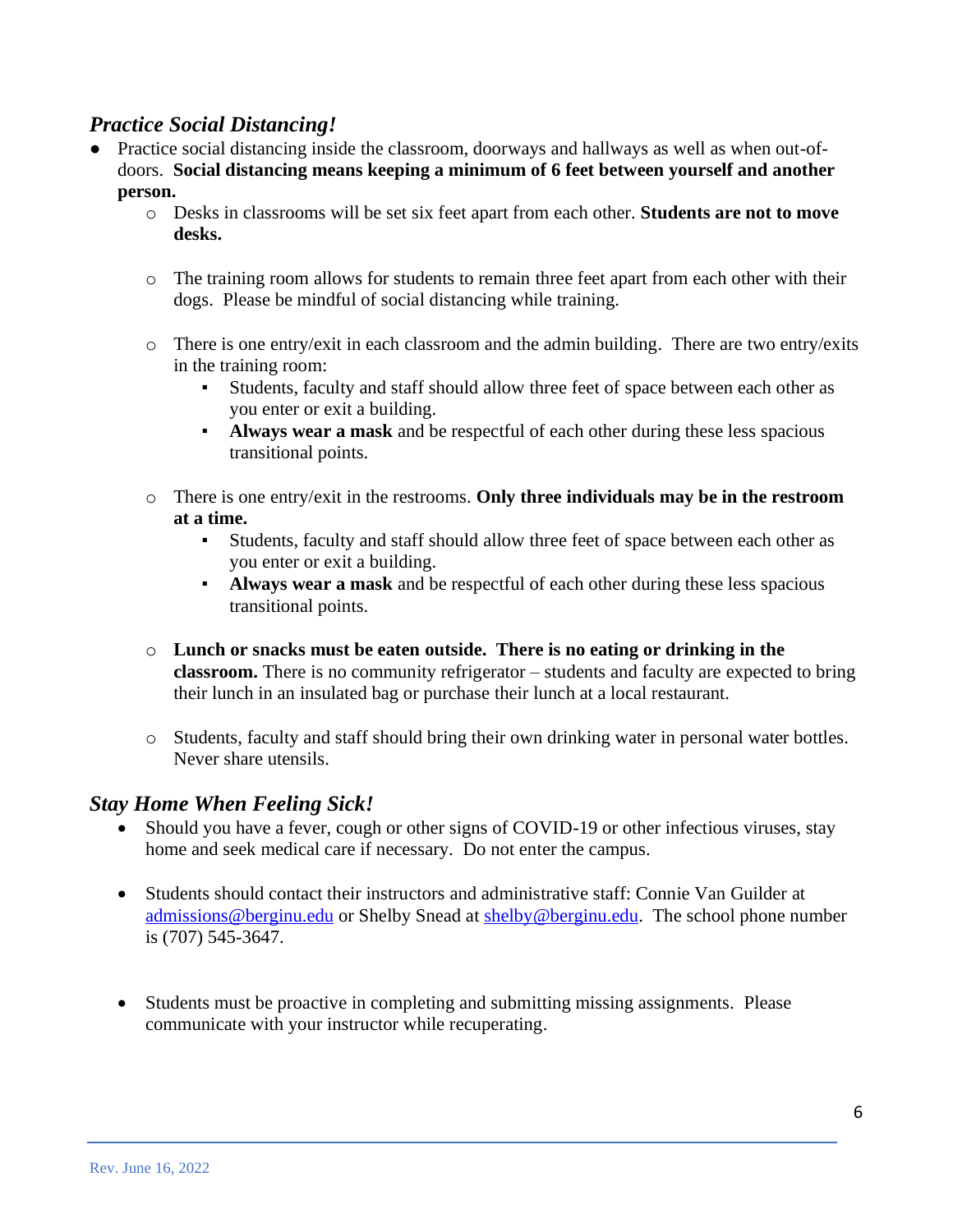### *Practice Social Distancing!*

- Practice social distancing inside the classroom, doorways and hallways as well as when out-of-doors. **Social distancing means keeping a minimum of 6 feet between yourself and another person.**
  - Desks in classrooms will be set six feet apart from each other. **Students are not to move desks.**
  - The training room allows for students to remain three feet apart from each other with their dogs. Please be mindful of social distancing while training.
  - There is one entry/exit in each classroom and the admin building. There are two entry/exits in the training room:
    - Students, faculty and staff should allow three feet of space between each other as you enter or exit a building.
    - **Always wear a mask** and be respectful of each other during these less spacious transitional points.
  - There is one entry/exit in the restrooms. **Only three individuals may be in the restroom at a time.**
    - Students, faculty and staff should allow three feet of space between each other as you enter or exit a building.
    - **Always wear a mask** and be respectful of each other during these less spacious transitional points.
  - **Lunch or snacks must be eaten outside. There is no eating or drinking in the classroom.** There is no community refrigerator – students and faculty are expected to bring their lunch in an insulated bag or purchase their lunch at a local restaurant.
  - Students, faculty and staff should bring their own drinking water in personal water bottles. Never share utensils.

### *Stay Home When Feeling Sick!*

- Should you have a fever, cough or other signs of COVID-19 or other infectious viruses, stay home and seek medical care if necessary. Do not enter the campus.
- Students should contact their instructors and administrative staff: Connie Van Guilder at admissions@berginu.edu or Shelby Snead at shelby@berginu.edu. The school phone number is (707) 545-3647.
- Students must be proactive in completing and submitting missing assignments. Please communicate with your instructor while recuperating.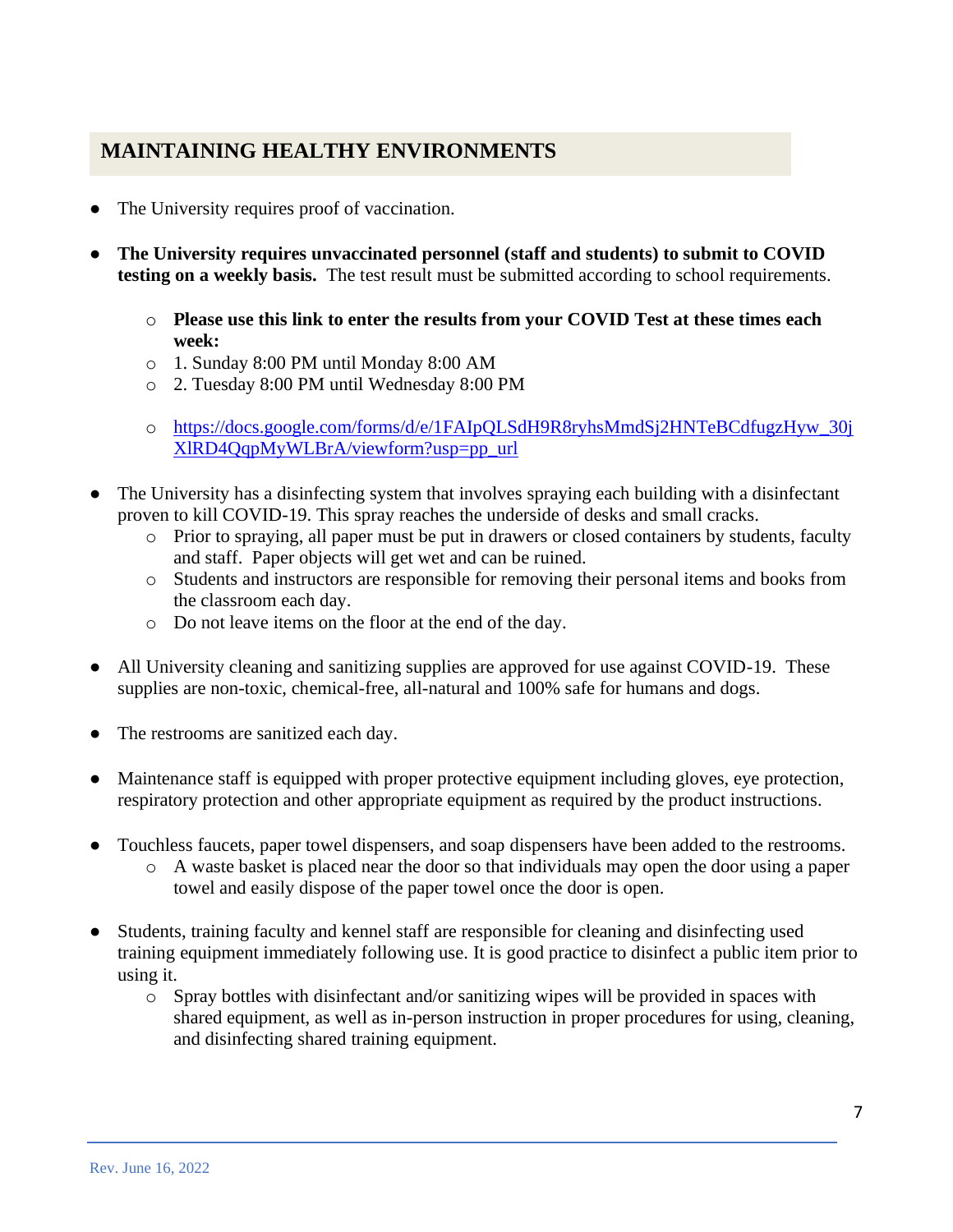## MAINTAINING HEALTHY ENVIRONMENTS

- The University requires proof of vaccination.
- **The University requires unvaccinated personnel (staff and students) to submit to COVID testing on a weekly basis.** The test result must be submitted according to school requirements.
  - **Please use this link to enter the results from your COVID Test at these times each week:**
  - 1. Sunday 8:00 PM until Monday 8:00 AM
  - 2. Tuesday 8:00 PM until Wednesday 8:00 PM
  - https://docs.google.com/forms/d/e/1FAIpQLSdH9R8ryhsMmdSj2HNTeBCdfugzHyw_30jXlRD4QqpMyWLBrA/viewform?usp=pp_url
- The University has a disinfecting system that involves spraying each building with a disinfectant proven to kill COVID-19. This spray reaches the underside of desks and small cracks.
  - Prior to spraying, all paper must be put in drawers or closed containers by students, faculty and staff. Paper objects will get wet and can be ruined.
  - Students and instructors are responsible for removing their personal items and books from the classroom each day.
  - Do not leave items on the floor at the end of the day.
- All University cleaning and sanitizing supplies are approved for use against COVID-19. These supplies are non-toxic, chemical-free, all-natural and 100% safe for humans and dogs.
- The restrooms are sanitized each day.
- Maintenance staff is equipped with proper protective equipment including gloves, eye protection, respiratory protection and other appropriate equipment as required by the product instructions.
- Touchless faucets, paper towel dispensers, and soap dispensers have been added to the restrooms.
  - A waste basket is placed near the door so that individuals may open the door using a paper towel and easily dispose of the paper towel once the door is open.
- Students, training faculty and kennel staff are responsible for cleaning and disinfecting used training equipment immediately following use. It is good practice to disinfect a public item prior to using it.
  - Spray bottles with disinfectant and/or sanitizing wipes will be provided in spaces with shared equipment, as well as in-person instruction in proper procedures for using, cleaning, and disinfecting shared training equipment.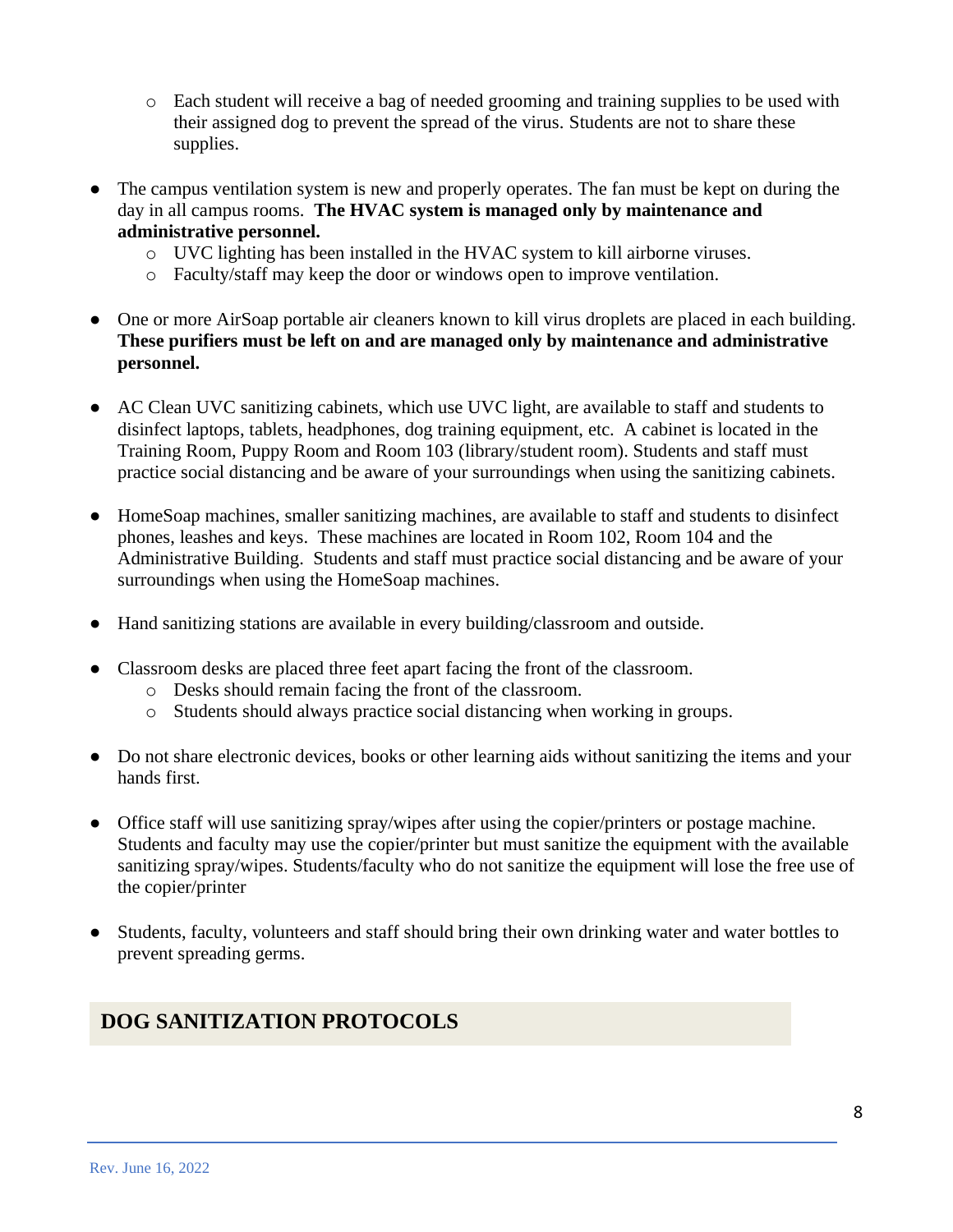- Each student will receive a bag of needed grooming and training supplies to be used with their assigned dog to prevent the spread of the virus. Students are not to share these supplies.

- The campus ventilation system is new and properly operates. The fan must be kept on during the day in all campus rooms. **The HVAC system is managed only by maintenance and administrative personnel.**
  - UVC lighting has been installed in the HVAC system to kill airborne viruses.
  - Faculty/staff may keep the door or windows open to improve ventilation.

- One or more AirSoap portable air cleaners known to kill virus droplets are placed in each building. **These purifiers must be left on and are managed only by maintenance and administrative personnel.**

- AC Clean UVC sanitizing cabinets, which use UVC light, are available to staff and students to disinfect laptops, tablets, headphones, dog training equipment, etc. A cabinet is located in the Training Room, Puppy Room and Room 103 (library/student room). Students and staff must practice social distancing and be aware of your surroundings when using the sanitizing cabinets.

- HomeSoap machines, smaller sanitizing machines, are available to staff and students to disinfect phones, leashes and keys. These machines are located in Room 102, Room 104 and the Administrative Building. Students and staff must practice social distancing and be aware of your surroundings when using the HomeSoap machines.

- Hand sanitizing stations are available in every building/classroom and outside.

- Classroom desks are placed three feet apart facing the front of the classroom.
  - Desks should remain facing the front of the classroom.
  - Students should always practice social distancing when working in groups.

- Do not share electronic devices, books or other learning aids without sanitizing the items and your hands first.

- Office staff will use sanitizing spray/wipes after using the copier/printers or postage machine. Students and faculty may use the copier/printer but must sanitize the equipment with the available sanitizing spray/wipes. Students/faculty who do not sanitize the equipment will lose the free use of the copier/printer

- Students, faculty, volunteers and staff should bring their own drinking water and water bottles to prevent spreading germs.

## DOG SANITIZATION PROTOCOLS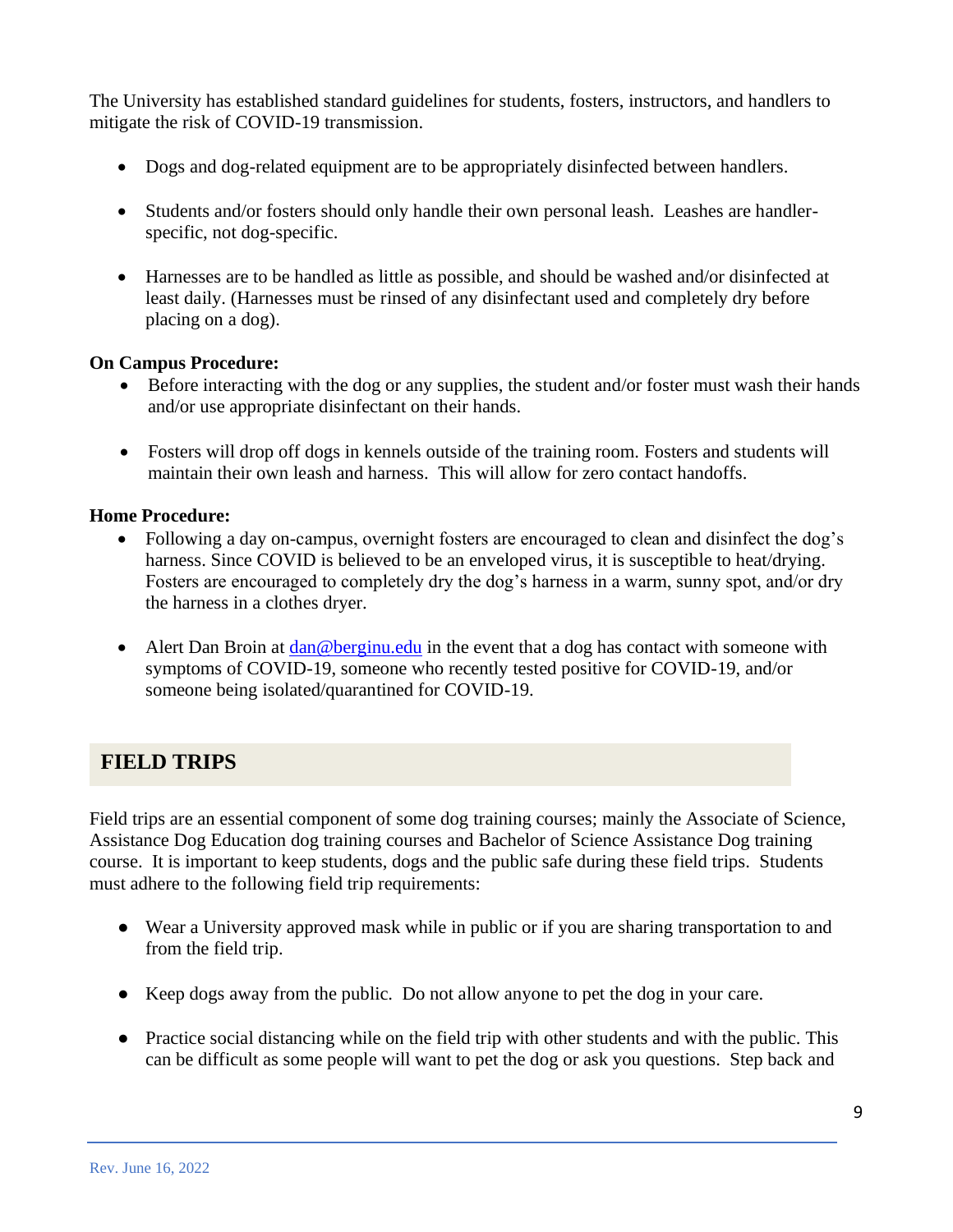The University has established standard guidelines for students, fosters, instructors, and handlers to mitigate the risk of COVID-19 transmission.

- Dogs and dog-related equipment are to be appropriately disinfected between handlers.
- Students and/or fosters should only handle their own personal leash. Leashes are handler-specific, not dog-specific.
- Harnesses are to be handled as little as possible, and should be washed and/or disinfected at least daily. (Harnesses must be rinsed of any disinfectant used and completely dry before placing on a dog).

**On Campus Procedure:**

- Before interacting with the dog or any supplies, the student and/or foster must wash their hands and/or use appropriate disinfectant on their hands.
- Fosters will drop off dogs in kennels outside of the training room. Fosters and students will maintain their own leash and harness. This will allow for zero contact handoffs.

**Home Procedure:**

- Following a day on-campus, overnight fosters are encouraged to clean and disinfect the dog's harness. Since COVID is believed to be an enveloped virus, it is susceptible to heat/drying. Fosters are encouraged to completely dry the dog's harness in a warm, sunny spot, and/or dry the harness in a clothes dryer.
- Alert Dan Broin at [dan@berginu.edu](mailto:dan@berginu.edu) in the event that a dog has contact with someone with symptoms of COVID-19, someone who recently tested positive for COVID-19, and/or someone being isolated/quarantined for COVID-19.

## FIELD TRIPS

Field trips are an essential component of some dog training courses; mainly the Associate of Science, Assistance Dog Education dog training courses and Bachelor of Science Assistance Dog training course. It is important to keep students, dogs and the public safe during these field trips. Students must adhere to the following field trip requirements:

- Wear a University approved mask while in public or if you are sharing transportation to and from the field trip.
- Keep dogs away from the public. Do not allow anyone to pet the dog in your care.
- Practice social distancing while on the field trip with other students and with the public. This can be difficult as some people will want to pet the dog or ask you questions. Step back and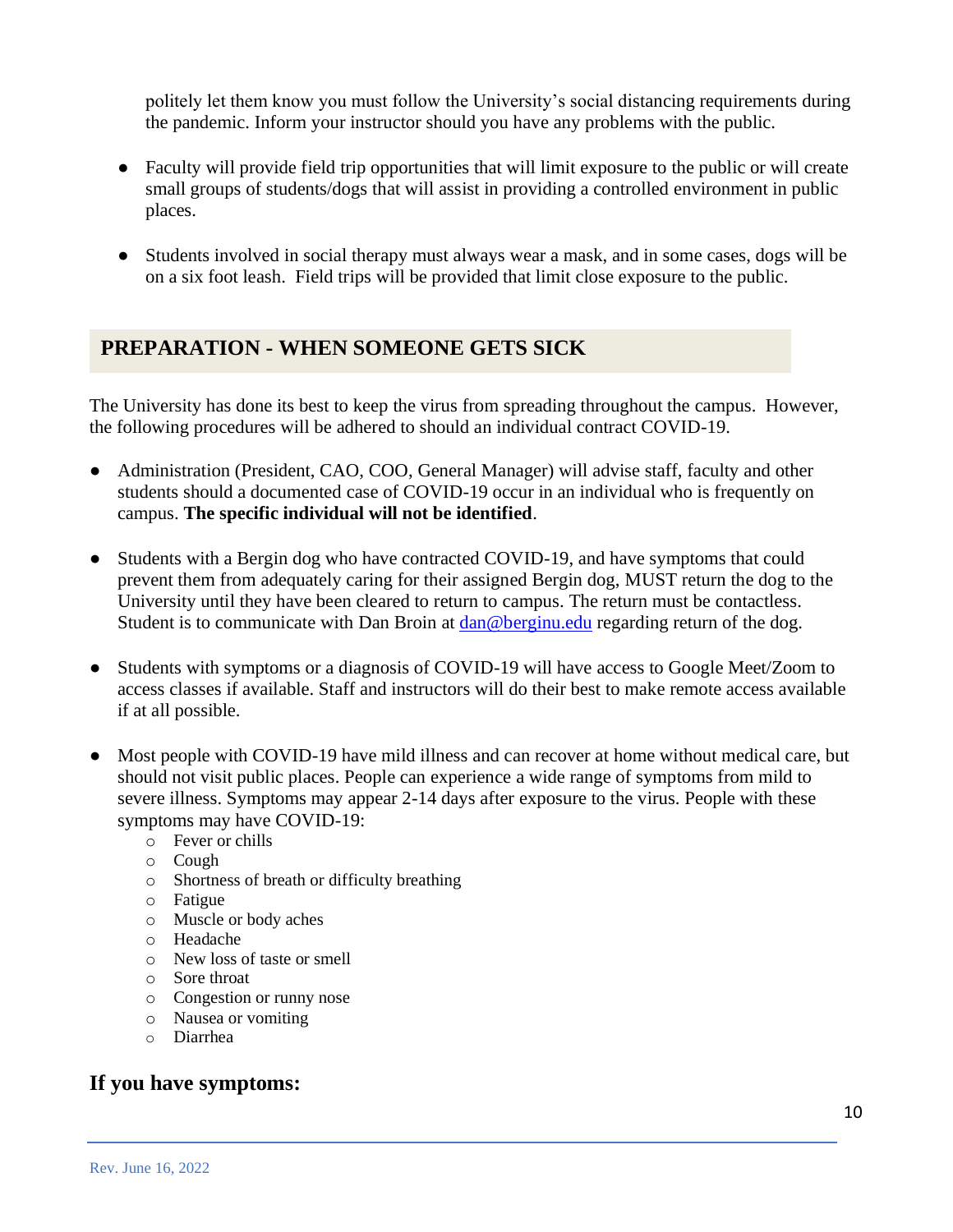politely let them know you must follow the University's social distancing requirements during the pandemic. Inform your instructor should you have any problems with the public.

- Faculty will provide field trip opportunities that will limit exposure to the public or will create small groups of students/dogs that will assist in providing a controlled environment in public places.

- Students involved in social therapy must always wear a mask, and in some cases, dogs will be on a six foot leash. Field trips will be provided that limit close exposure to the public.

## PREPARATION - WHEN SOMEONE GETS SICK

The University has done its best to keep the virus from spreading throughout the campus. However, the following procedures will be adhered to should an individual contract COVID-19.

- Administration (President, CAO, COO, General Manager) will advise staff, faculty and other students should a documented case of COVID-19 occur in an individual who is frequently on campus. **The specific individual will not be identified**.

- Students with a Bergin dog who have contracted COVID-19, and have symptoms that could prevent them from adequately caring for their assigned Bergin dog, MUST return the dog to the University until they have been cleared to return to campus. The return must be contactless. Student is to communicate with Dan Broin at dan@berginu.edu regarding return of the dog.

- Students with symptoms or a diagnosis of COVID-19 will have access to Google Meet/Zoom to access classes if available. Staff and instructors will do their best to make remote access available if at all possible.

- Most people with COVID-19 have mild illness and can recover at home without medical care, but should not visit public places. People can experience a wide range of symptoms from mild to severe illness. Symptoms may appear 2-14 days after exposure to the virus. People with these symptoms may have COVID-19:
  - Fever or chills
  - Cough
  - Shortness of breath or difficulty breathing
  - Fatigue
  - Muscle or body aches
  - Headache
  - New loss of taste or smell
  - Sore throat
  - Congestion or runny nose
  - Nausea or vomiting
  - Diarrhea

### If you have symptoms: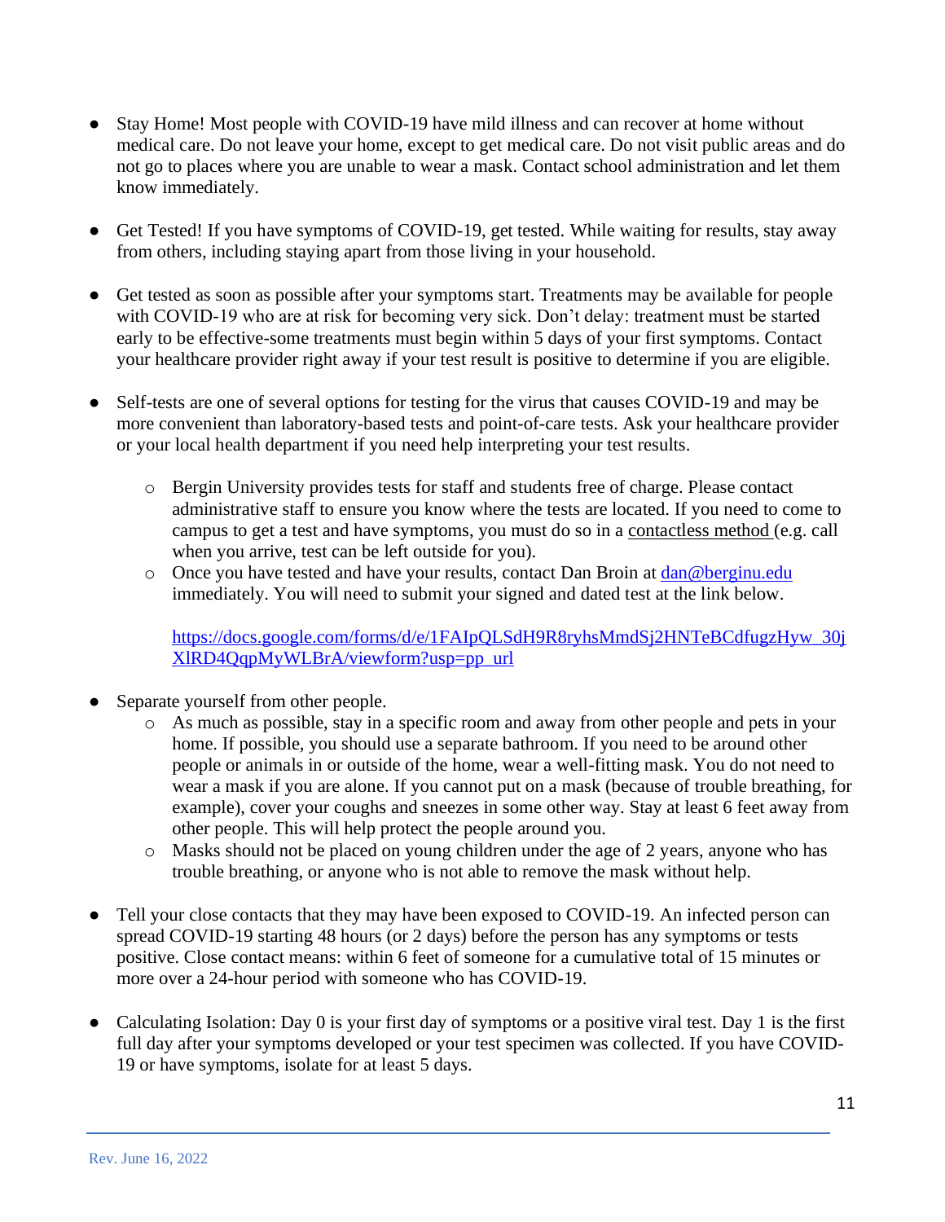- Stay Home! Most people with COVID-19 have mild illness and can recover at home without medical care. Do not leave your home, except to get medical care. Do not visit public areas and do not go to places where you are unable to wear a mask. Contact school administration and let them know immediately.

- Get Tested! If you have symptoms of COVID-19, get tested. While waiting for results, stay away from others, including staying apart from those living in your household.

- Get tested as soon as possible after your symptoms start. Treatments may be available for people with COVID-19 who are at risk for becoming very sick. Don't delay: treatment must be started early to be effective-some treatments must begin within 5 days of your first symptoms. Contact your healthcare provider right away if your test result is positive to determine if you are eligible.

- Self-tests are one of several options for testing for the virus that causes COVID-19 and may be more convenient than laboratory-based tests and point-of-care tests. Ask your healthcare provider or your local health department if you need help interpreting your test results.
  - Bergin University provides tests for staff and students free of charge. Please contact administrative staff to ensure you know where the tests are located. If you need to come to campus to get a test and have symptoms, you must do so in a contactless method (e.g. call when you arrive, test can be left outside for you).
  - Once you have tested and have your results, contact Dan Broin at dan@berginu.edu immediately. You will need to submit your signed and dated test at the link below.

    https://docs.google.com/forms/d/e/1FAIpQLSdH9R8ryhsMmdSj2HNTeBCdfugzHyw_30jXlRD4QqpMyWLBrA/viewform?usp=pp_url

- Separate yourself from other people.
  - As much as possible, stay in a specific room and away from other people and pets in your home. If possible, you should use a separate bathroom. If you need to be around other people or animals in or outside of the home, wear a well-fitting mask. You do not need to wear a mask if you are alone. If you cannot put on a mask (because of trouble breathing, for example), cover your coughs and sneezes in some other way. Stay at least 6 feet away from other people. This will help protect the people around you.
  - Masks should not be placed on young children under the age of 2 years, anyone who has trouble breathing, or anyone who is not able to remove the mask without help.

- Tell your close contacts that they may have been exposed to COVID-19. An infected person can spread COVID-19 starting 48 hours (or 2 days) before the person has any symptoms or tests positive. Close contact means: within 6 feet of someone for a cumulative total of 15 minutes or more over a 24-hour period with someone who has COVID-19.

- Calculating Isolation: Day 0 is your first day of symptoms or a positive viral test. Day 1 is the first full day after your symptoms developed or your test specimen was collected. If you have COVID-19 or have symptoms, isolate for at least 5 days.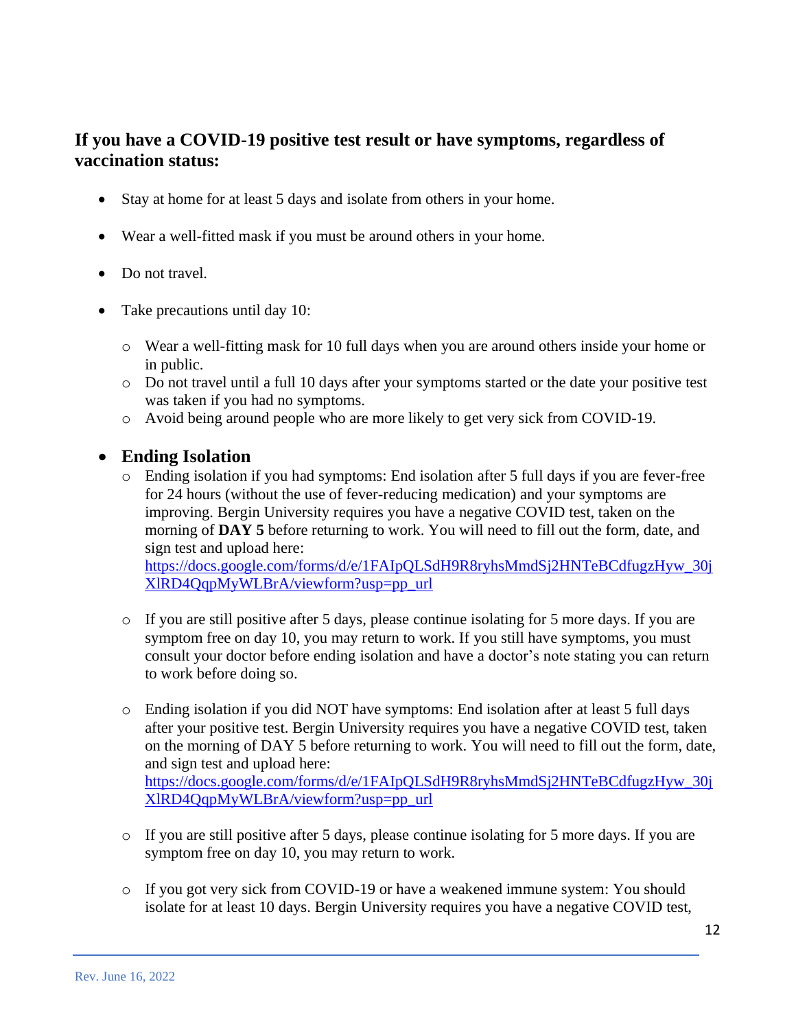## If you have a COVID-19 positive test result or have symptoms, regardless of vaccination status:

- Stay at home for at least 5 days and isolate from others in your home.
- Wear a well-fitted mask if you must be around others in your home.
- Do not travel.
- Take precautions until day 10:
  - Wear a well-fitting mask for 10 full days when you are around others inside your home or in public.
  - Do not travel until a full 10 days after your symptoms started or the date your positive test was taken if you had no symptoms.
  - Avoid being around people who are more likely to get very sick from COVID-19.
- **Ending Isolation**
  - Ending isolation if you had symptoms: End isolation after 5 full days if you are fever-free for 24 hours (without the use of fever-reducing medication) and your symptoms are improving. Bergin University requires you have a negative COVID test, taken on the morning of **DAY 5** before returning to work. You will need to fill out the form, date, and sign test and upload here: https://docs.google.com/forms/d/e/1FAIpQLSdH9R8ryhsMmdSj2HNTeBCdfugzHyw_30jXlRD4QqpMyWLBrA/viewform?usp=pp_url

  - If you are still positive after 5 days, please continue isolating for 5 more days. If you are symptom free on day 10, you may return to work. If you still have symptoms, you must consult your doctor before ending isolation and have a doctor's note stating you can return to work before doing so.

  - Ending isolation if you did NOT have symptoms: End isolation after at least 5 full days after your positive test. Bergin University requires you have a negative COVID test, taken on the morning of DAY 5 before returning to work. You will need to fill out the form, date, and sign test and upload here: https://docs.google.com/forms/d/e/1FAIpQLSdH9R8ryhsMmdSj2HNTeBCdfugzHyw_30jXlRD4QqpMyWLBrA/viewform?usp=pp_url

  - If you are still positive after 5 days, please continue isolating for 5 more days. If you are symptom free on day 10, you may return to work.

  - If you got very sick from COVID-19 or have a weakened immune system: You should isolate for at least 10 days. Bergin University requires you have a negative COVID test,

Rev. June 16, 2022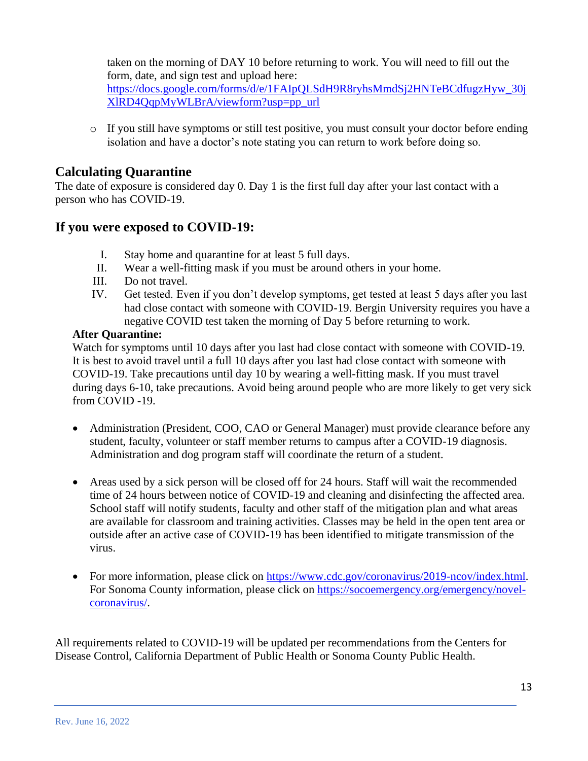taken on the morning of DAY 10 before returning to work. You will need to fill out the form, date, and sign test and upload here: [https://docs.google.com/forms/d/e/1FAIpQLSdH9R8ryhsMmdSj2HNTeBCdfugzHyw_30jXlRD4QqpMyWLBrA/viewform?usp=pp_url](https://docs.google.com/forms/d/e/1FAIpQLSdH9R8ryhsMmdSj2HNTeBCdfugzHyw_30jXlRD4QqpMyWLBrA/viewform?usp=pp_url)

- If you still have symptoms or still test positive, you must consult your doctor before ending isolation and have a doctor's note stating you can return to work before doing so.

## Calculating Quarantine

The date of exposure is considered day 0. Day 1 is the first full day after your last contact with a person who has COVID-19.

## If you were exposed to COVID-19:

I. Stay home and quarantine for at least 5 full days.
II. Wear a well-fitting mask if you must be around others in your home.
III. Do not travel.
IV. Get tested. Even if you don't develop symptoms, get tested at least 5 days after you last had close contact with someone with COVID-19. Bergin University requires you have a negative COVID test taken the morning of Day 5 before returning to work.

**After Quarantine:**

Watch for symptoms until 10 days after you last had close contact with someone with COVID-19. It is best to avoid travel until a full 10 days after you last had close contact with someone with COVID-19. Take precautions until day 10 by wearing a well-fitting mask. If you must travel during days 6-10, take precautions. Avoid being around people who are more likely to get very sick from COVID -19.

- Administration (President, COO, CAO or General Manager) must provide clearance before any student, faculty, volunteer or staff member returns to campus after a COVID-19 diagnosis. Administration and dog program staff will coordinate the return of a student.

- Areas used by a sick person will be closed off for 24 hours. Staff will wait the recommended time of 24 hours between notice of COVID-19 and cleaning and disinfecting the affected area. School staff will notify students, faculty and other staff of the mitigation plan and what areas are available for classroom and training activities. Classes may be held in the open tent area or outside after an active case of COVID-19 has been identified to mitigate transmission of the virus.

- For more information, please click on [https://www.cdc.gov/coronavirus/2019-ncov/index.html](https://www.cdc.gov/coronavirus/2019-ncov/index.html). For Sonoma County information, please click on [https://socoemergency.org/emergency/novel-coronavirus/](https://socoemergency.org/emergency/novel-coronavirus/).

All requirements related to COVID-19 will be updated per recommendations from the Centers for Disease Control, California Department of Public Health or Sonoma County Public Health.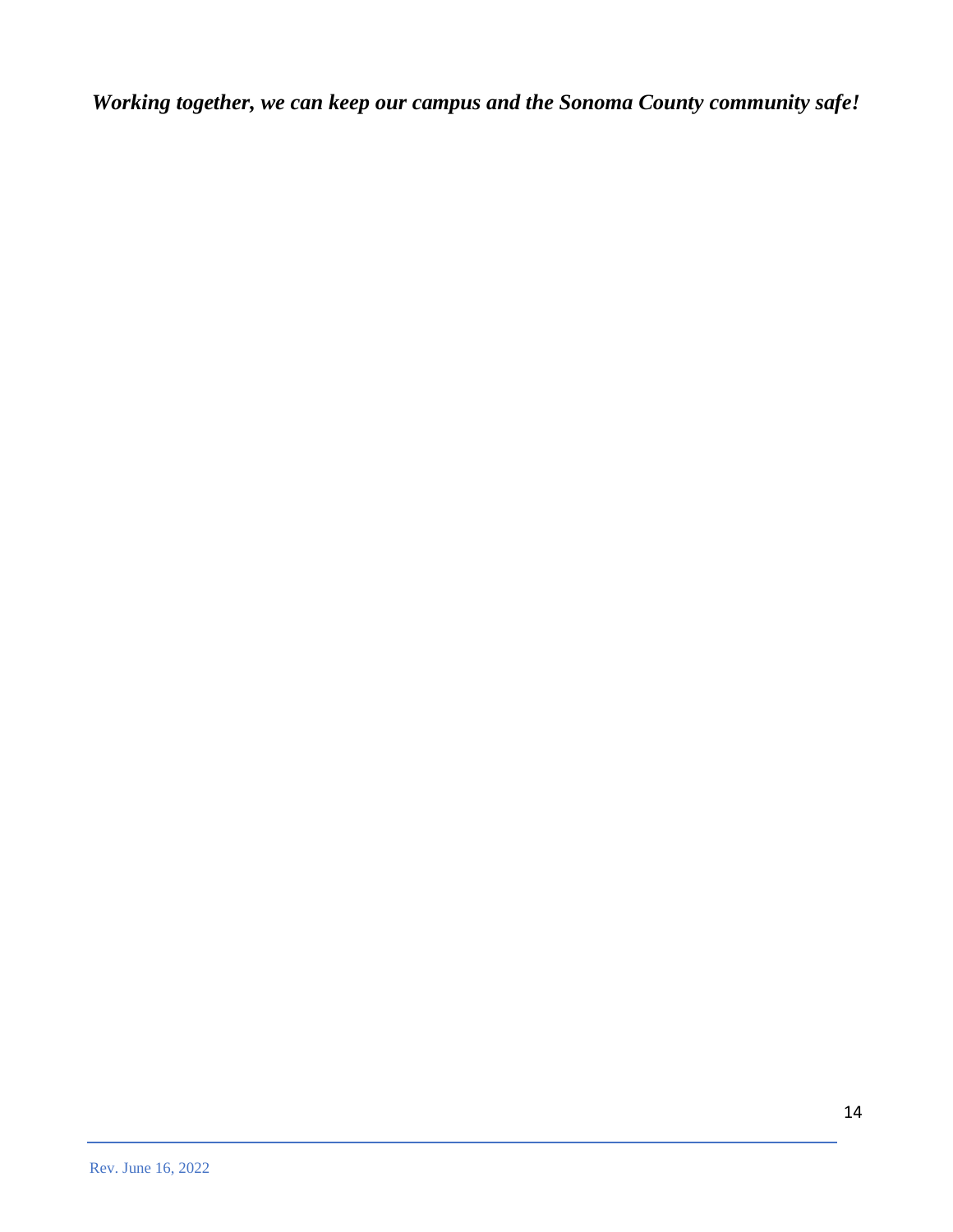***Working together, we can keep our campus and the Sonoma County community safe!***